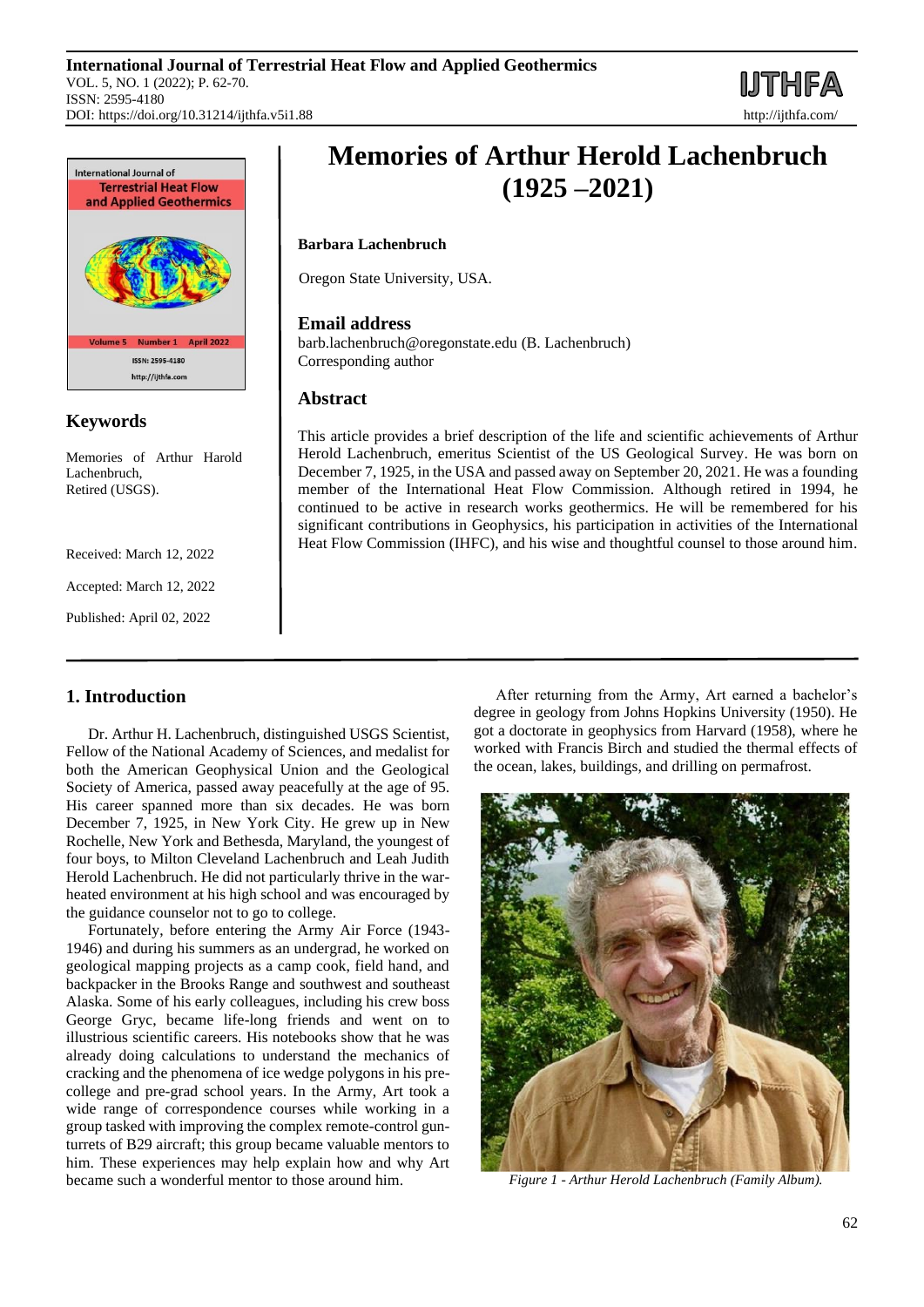# Memories of Arthur Herold Lachenbruch (1925 –2021)

**Barbara Lachenbruch**

Oregon State University, USA.

## Email address

barb.lachenbruch@oregonstate.edu (B. Lachenbruch)
Corresponding author

## Abstract

This article provides a brief description of the life and scientific achievements of Arthur Herold Lachenbruch, emeritus Scientist of the US Geological Survey. He was born on December 7, 1925, in the USA and passed away on September 20, 2021. He was a founding member of the International Heat Flow Commission. Although retired in 1994, he continued to be active in research works geothermics. He will be remembered for his significant contributions in Geophysics, his participation in activities of the International Heat Flow Commission (IHFC), and his wise and thoughtful counsel to those around him.

## Keywords

Memories of Arthur Harold Lachenbruch,
Retired (USGS).

Received: March 12, 2022

Accepted: March 12, 2022

Published: April 02, 2022

## 1. Introduction

Dr. Arthur H. Lachenbruch, distinguished USGS Scientist, Fellow of the National Academy of Sciences, and medalist for both the American Geophysical Union and the Geological Society of America, passed away peacefully at the age of 95. His career spanned more than six decades. He was born December 7, 1925, in New York City. He grew up in New Rochelle, New York and Bethesda, Maryland, the youngest of four boys, to Milton Cleveland Lachenbruch and Leah Judith Herold Lachenbruch. He did not particularly thrive in the war-heated environment at his high school and was encouraged by the guidance counselor not to go to college.

Fortunately, before entering the Army Air Force (1943-1946) and during his summers as an undergrad, he worked on geological mapping projects as a camp cook, field hand, and backpacker in the Brooks Range and southwest and southeast Alaska. Some of his early colleagues, including his crew boss George Gryc, became life-long friends and went on to illustrious scientific careers. His notebooks show that he was already doing calculations to understand the mechanics of cracking and the phenomena of ice wedge polygons in his pre-college and pre-grad school years. In the Army, Art took a wide range of correspondence courses while working in a group tasked with improving the complex remote-control gun-turrets of B29 aircraft; this group became valuable mentors to him. These experiences may help explain how and why Art became such a wonderful mentor to those around him.

After returning from the Army, Art earned a bachelor's degree in geology from Johns Hopkins University (1950). He got a doctorate in geophysics from Harvard (1958), where he worked with Francis Birch and studied the thermal effects of the ocean, lakes, buildings, and drilling on permafrost.

*Figure 1 - Arthur Herold Lachenbruch (Family Album).*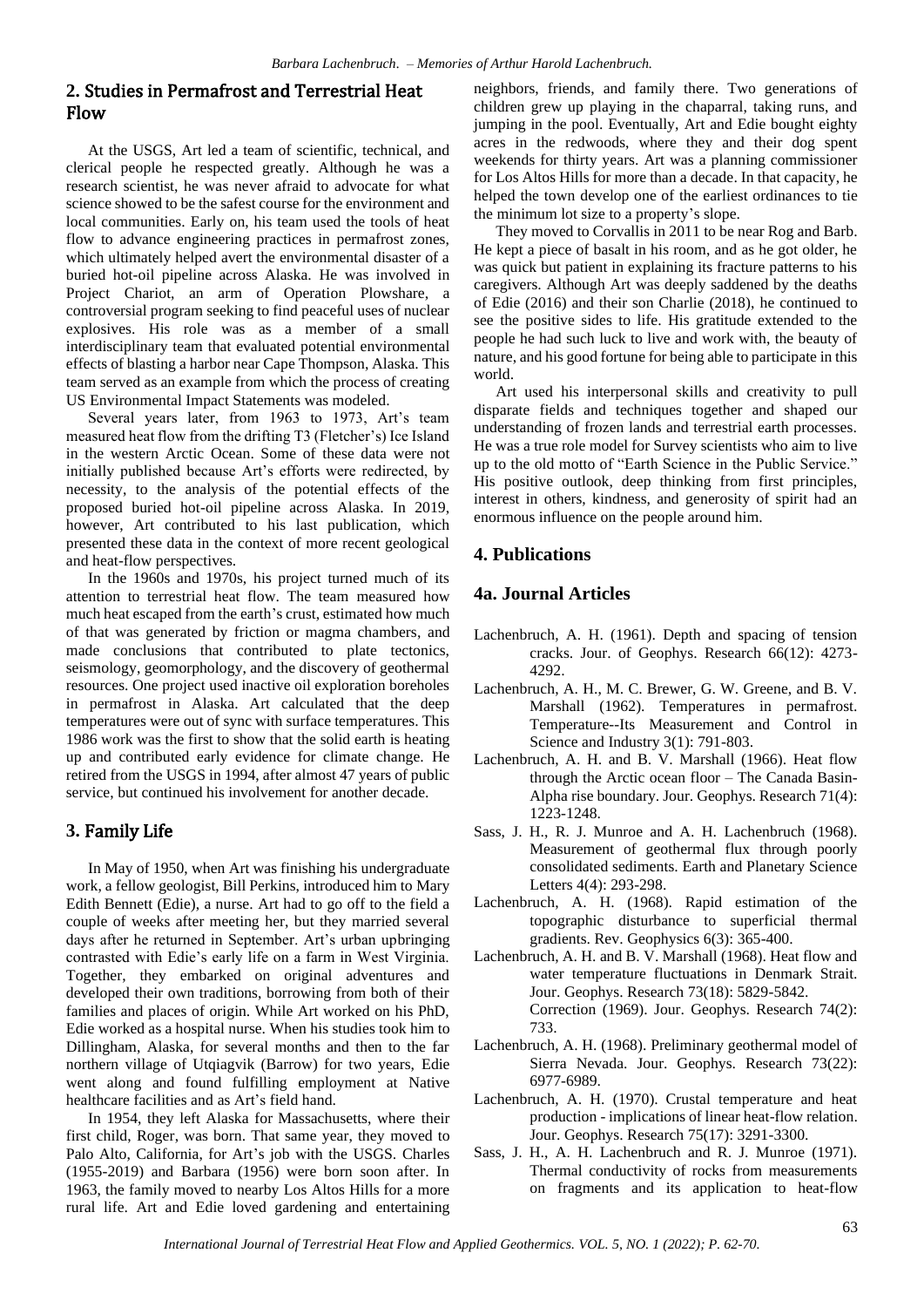## 2. Studies in Permafrost and Terrestrial Heat Flow

At the USGS, Art led a team of scientific, technical, and clerical people he respected greatly. Although he was a research scientist, he was never afraid to advocate for what science showed to be the safest course for the environment and local communities. Early on, his team used the tools of heat flow to advance engineering practices in permafrost zones, which ultimately helped avert the environmental disaster of a buried hot-oil pipeline across Alaska. He was involved in Project Chariot, an arm of Operation Plowshare, a controversial program seeking to find peaceful uses of nuclear explosives. His role was as a member of a small interdisciplinary team that evaluated potential environmental effects of blasting a harbor near Cape Thompson, Alaska. This team served as an example from which the process of creating US Environmental Impact Statements was modeled.

Several years later, from 1963 to 1973, Art's team measured heat flow from the drifting T3 (Fletcher's) Ice Island in the western Arctic Ocean. Some of these data were not initially published because Art's efforts were redirected, by necessity, to the analysis of the potential effects of the proposed buried hot-oil pipeline across Alaska. In 2019, however, Art contributed to his last publication, which presented these data in the context of more recent geological and heat-flow perspectives.

In the 1960s and 1970s, his project turned much of its attention to terrestrial heat flow. The team measured how much heat escaped from the earth's crust, estimated how much of that was generated by friction or magma chambers, and made conclusions that contributed to plate tectonics, seismology, geomorphology, and the discovery of geothermal resources. One project used inactive oil exploration boreholes in permafrost in Alaska. Art calculated that the deep temperatures were out of sync with surface temperatures. This 1986 work was the first to show that the solid earth is heating up and contributed early evidence for climate change. He retired from the USGS in 1994, after almost 47 years of public service, but continued his involvement for another decade.

## 3. Family Life

In May of 1950, when Art was finishing his undergraduate work, a fellow geologist, Bill Perkins, introduced him to Mary Edith Bennett (Edie), a nurse. Art had to go off to the field a couple of weeks after meeting her, but they married several days after he returned in September. Art's urban upbringing contrasted with Edie's early life on a farm in West Virginia. Together, they embarked on original adventures and developed their own traditions, borrowing from both of their families and places of origin. While Art worked on his PhD, Edie worked as a hospital nurse. When his studies took him to Dillingham, Alaska, for several months and then to the far northern village of Utqiagvik (Barrow) for two years, Edie went along and found fulfilling employment at Native healthcare facilities and as Art's field hand.

In 1954, they left Alaska for Massachusetts, where their first child, Roger, was born. That same year, they moved to Palo Alto, California, for Art's job with the USGS. Charles (1955-2019) and Barbara (1956) were born soon after. In 1963, the family moved to nearby Los Altos Hills for a more rural life. Art and Edie loved gardening and entertaining neighbors, friends, and family there. Two generations of children grew up playing in the chaparral, taking runs, and jumping in the pool. Eventually, Art and Edie bought eighty acres in the redwoods, where they and their dog spent weekends for thirty years. Art was a planning commissioner for Los Altos Hills for more than a decade. In that capacity, he helped the town develop one of the earliest ordinances to tie the minimum lot size to a property's slope.

They moved to Corvallis in 2011 to be near Rog and Barb. He kept a piece of basalt in his room, and as he got older, he was quick but patient in explaining its fracture patterns to his caregivers. Although Art was deeply saddened by the deaths of Edie (2016) and their son Charlie (2018), he continued to see the positive sides to life. His gratitude extended to the people he had such luck to live and work with, the beauty of nature, and his good fortune for being able to participate in this world.

Art used his interpersonal skills and creativity to pull disparate fields and techniques together and shaped our understanding of frozen lands and terrestrial earth processes. He was a true role model for Survey scientists who aim to live up to the old motto of "Earth Science in the Public Service." His positive outlook, deep thinking from first principles, interest in others, kindness, and generosity of spirit had an enormous influence on the people around him.

## 4. Publications

### 4a. Journal Articles

Lachenbruch, A. H. (1961). Depth and spacing of tension cracks. Jour. of Geophys. Research 66(12): 4273-4292.

Lachenbruch, A. H., M. C. Brewer, G. W. Greene, and B. V. Marshall (1962). Temperatures in permafrost. Temperature--Its Measurement and Control in Science and Industry 3(1): 791-803.

Lachenbruch, A. H. and B. V. Marshall (1966). Heat flow through the Arctic ocean floor – The Canada Basin-Alpha rise boundary. Jour. Geophys. Research 71(4): 1223-1248.

Sass, J. H., R. J. Munroe and A. H. Lachenbruch (1968). Measurement of geothermal flux through poorly consolidated sediments. Earth and Planetary Science Letters 4(4): 293-298.

Lachenbruch, A. H. (1968). Rapid estimation of the topographic disturbance to superficial thermal gradients. Rev. Geophysics 6(3): 365-400.

Lachenbruch, A. H. and B. V. Marshall (1968). Heat flow and water temperature fluctuations in Denmark Strait. Jour. Geophys. Research 73(18): 5829-5842. Correction (1969). Jour. Geophys. Research 74(2): 733.

Lachenbruch, A. H. (1968). Preliminary geothermal model of Sierra Nevada. Jour. Geophys. Research 73(22): 6977-6989.

Lachenbruch, A. H. (1970). Crustal temperature and heat production - implications of linear heat-flow relation. Jour. Geophys. Research 75(17): 3291-3300.

Sass, J. H., A. H. Lachenbruch and R. J. Munroe (1971). Thermal conductivity of rocks from measurements on fragments and its application to heat-flow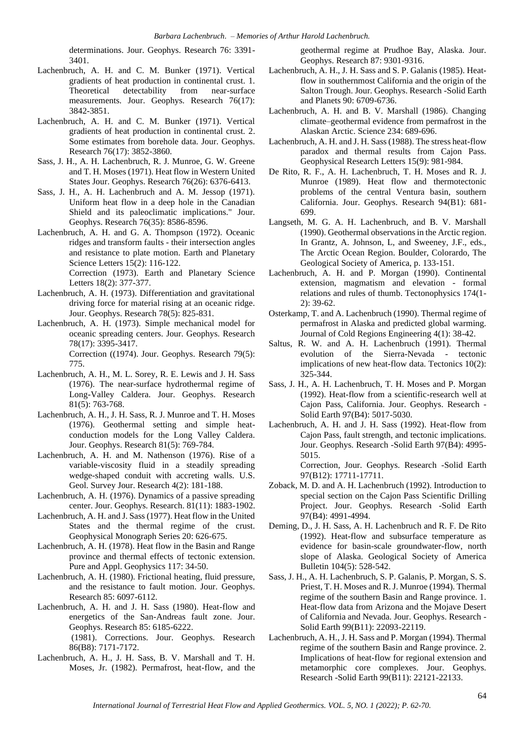determinations. Jour. Geophys. Research 76: 3391-3401.

Lachenbruch, A. H. and C. M. Bunker (1971). Vertical gradients of heat production in continental crust. 1. Theoretical detectability from near-surface measurements. Jour. Geophys. Research 76(17): 3842-3851.

Lachenbruch, A. H. and C. M. Bunker (1971). Vertical gradients of heat production in continental crust. 2. Some estimates from borehole data. Jour. Geophys. Research 76(17): 3852-3860.

Sass, J. H., A. H. Lachenbruch, R. J. Munroe, G. W. Greene and T. H. Moses (1971). Heat flow in Western United States Jour. Geophys. Research 76(26): 6376-6413.

Sass, J. H., A. H. Lachenbruch and A. M. Jessop (1971). Uniform heat flow in a deep hole in the Canadian Shield and its paleoclimatic implications." Jour. Geophys. Research 76(35): 8586-8596.

Lachenbruch, A. H. and G. A. Thompson (1972). Oceanic ridges and transform faults - their intersection angles and resistance to plate motion. Earth and Planetary Science Letters 15(2): 116-122.
Correction (1973). Earth and Planetary Science Letters 18(2): 377-377.

Lachenbruch, A. H. (1973). Differentiation and gravitational driving force for material rising at an oceanic ridge. Jour. Geophys. Research 78(5): 825-831.

Lachenbruch, A. H. (1973). Simple mechanical model for oceanic spreading centers. Jour. Geophys. Research 78(17): 3395-3417.
Correction ((1974). Jour. Geophys. Research 79(5): 775.

Lachenbruch, A. H., M. L. Sorey, R. E. Lewis and J. H. Sass (1976). The near-surface hydrothermal regime of Long-Valley Caldera. Jour. Geophys. Research 81(5): 763-768.

Lachenbruch, A. H., J. H. Sass, R. J. Munroe and T. H. Moses (1976). Geothermal setting and simple heat-conduction models for the Long Valley Caldera. Jour. Geophys. Research 81(5): 769-784.

Lachenbruch, A. H. and M. Nathenson (1976). Rise of a variable-viscosity fluid in a steadily spreading wedge-shaped conduit with accreting walls. U.S. Geol. Survey Jour. Research 4(2): 181-188.

Lachenbruch, A. H. (1976). Dynamics of a passive spreading center. Jour. Geophys. Research. 81(11): 1883-1902.

Lachenbruch, A. H. and J. Sass (1977). Heat flow in the United States and the thermal regime of the crust. Geophysical Monograph Series 20: 626-675.

Lachenbruch, A. H. (1978). Heat flow in the Basin and Range province and thermal effects of tectonic extension. Pure and Appl. Geophysics 117: 34-50.

Lachenbruch, A. H. (1980). Frictional heating, fluid pressure, and the resistance to fault motion. Jour. Geophys. Research 85: 6097-6112.

Lachenbruch, A. H. and J. H. Sass (1980). Heat-flow and energetics of the San-Andreas fault zone. Jour. Geophys. Research 85: 6185-6222.
(1981). Corrections. Jour. Geophys. Research 86(B8): 7171-7172.

Lachenbruch, A. H., J. H. Sass, B. V. Marshall and T. H. Moses, Jr. (1982). Permafrost, heat-flow, and the geothermal regime at Prudhoe Bay, Alaska. Jour. Geophys. Research 87: 9301-9316.

Lachenbruch, A. H., J. H. Sass and S. P. Galanis (1985). Heat-flow in southernmost California and the origin of the Salton Trough. Jour. Geophys. Research -Solid Earth and Planets 90: 6709-6736.

Lachenbruch, A. H. and B. V. Marshall (1986). Changing climate–geothermal evidence from permafrost in the Alaskan Arctic. Science 234: 689-696.

Lachenbruch, A. H. and J. H. Sass (1988). The stress heat-flow paradox and thermal results from Cajon Pass. Geophysical Research Letters 15(9): 981-984.

De Rito, R. F., A. H. Lachenbruch, T. H. Moses and R. J. Munroe (1989). Heat flow and thermotectonic problems of the central Ventura basin, southern California. Jour. Geophys. Research 94(B1): 681-699.

Langseth, M. G. A. H. Lachenbruch, and B. V. Marshall (1990). Geothermal observations in the Arctic region. In Grantz, A. Johnson, L, and Sweeney, J.F., eds., The Arctic Ocean Region. Boulder, Colorardo, The Geological Society of America, p. 133-151.

Lachenbruch, A. H. and P. Morgan (1990). Continental extension, magmatism and elevation - formal relations and rules of thumb. Tectonophysics 174(1-2): 39-62.

Osterkamp, T. and A. Lachenbruch (1990). Thermal regime of permafrost in Alaska and predicted global warming. Journal of Cold Regions Engineering 4(1): 38-42.

Saltus, R. W. and A. H. Lachenbruch (1991). Thermal evolution of the Sierra-Nevada - tectonic implications of new heat-flow data. Tectonics 10(2): 325-344.

Sass, J. H., A. H. Lachenbruch, T. H. Moses and P. Morgan (1992). Heat-flow from a scientific-research well at Cajon Pass, California. Jour. Geophys. Research - Solid Earth 97(B4): 5017-5030.

Lachenbruch, A. H. and J. H. Sass (1992). Heat-flow from Cajon Pass, fault strength, and tectonic implications. Jour. Geophys. Research -Solid Earth 97(B4): 4995-5015.
Correction, Jour. Geophys. Research -Solid Earth 97(B12): 17711-17711.

Zoback, M. D. and A. H. Lachenbruch (1992). Introduction to special section on the Cajon Pass Scientific Drilling Project. Jour. Geophys. Research -Solid Earth 97(B4): 4991-4994.

Deming, D., J. H. Sass, A. H. Lachenbruch and R. F. De Rito (1992). Heat-flow and subsurface temperature as evidence for basin-scale groundwater-flow, north slope of Alaska. Geological Society of America Bulletin 104(5): 528-542.

Sass, J. H., A. H. Lachenbruch, S. P. Galanis, P. Morgan, S. S. Priest, T. H. Moses and R. J. Munroe (1994). Thermal regime of the southern Basin and Range province. 1. Heat-flow data from Arizona and the Mojave Desert of California and Nevada. Jour. Geophys. Research -Solid Earth 99(B11): 22093-22119.

Lachenbruch, A. H., J. H. Sass and P. Morgan (1994). Thermal regime of the southern Basin and Range province. 2. Implications of heat-flow for regional extension and metamorphic core complexes. Jour. Geophys. Research -Solid Earth 99(B11): 22121-22133.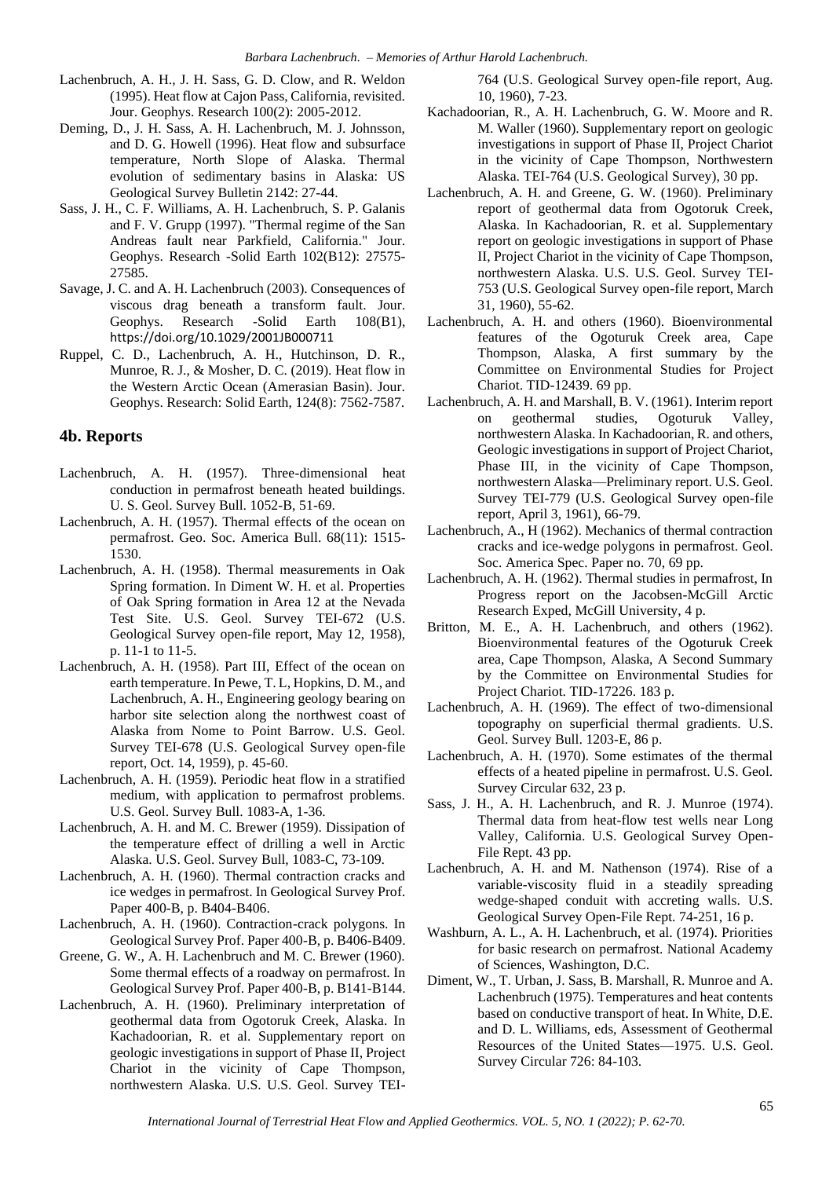Lachenbruch, A. H., J. H. Sass, G. D. Clow, and R. Weldon (1995). Heat flow at Cajon Pass, California, revisited. Jour. Geophys. Research 100(2): 2005-2012.

Deming, D., J. H. Sass, A. H. Lachenbruch, M. J. Johnsson, and D. G. Howell (1996). Heat flow and subsurface temperature, North Slope of Alaska. Thermal evolution of sedimentary basins in Alaska: US Geological Survey Bulletin 2142: 27-44.

Sass, J. H., C. F. Williams, A. H. Lachenbruch, S. P. Galanis and F. V. Grupp (1997). "Thermal regime of the San Andreas fault near Parkfield, California." Jour. Geophys. Research -Solid Earth 102(B12): 27575-27585.

Savage, J. C. and A. H. Lachenbruch (2003). Consequences of viscous drag beneath a transform fault. Jour. Geophys. Research -Solid Earth 108(B1), https://doi.org/10.1029/2001JB000711

Ruppel, C. D., Lachenbruch, A. H., Hutchinson, D. R., Munroe, R. J., & Mosher, D. C. (2019). Heat flow in the Western Arctic Ocean (Amerasian Basin). Jour. Geophys. Research: Solid Earth, 124(8): 7562-7587.

## 4b. Reports

Lachenbruch, A. H. (1957). Three-dimensional heat conduction in permafrost beneath heated buildings. U. S. Geol. Survey Bull. 1052-B, 51-69.

Lachenbruch, A. H. (1957). Thermal effects of the ocean on permafrost. Geo. Soc. America Bull. 68(11): 1515-1530.

Lachenbruch, A. H. (1958). Thermal measurements in Oak Spring formation. In Diment W. H. et al. Properties of Oak Spring formation in Area 12 at the Nevada Test Site. U.S. Geol. Survey TEI-672 (U.S. Geological Survey open-file report, May 12, 1958), p. 11-1 to 11-5.

Lachenbruch, A. H. (1958). Part III, Effect of the ocean on earth temperature. In Pewe, T. L, Hopkins, D. M., and Lachenbruch, A. H., Engineering geology bearing on harbor site selection along the northwest coast of Alaska from Nome to Point Barrow. U.S. Geol. Survey TEI-678 (U.S. Geological Survey open-file report, Oct. 14, 1959), p. 45-60.

Lachenbruch, A. H. (1959). Periodic heat flow in a stratified medium, with application to permafrost problems. U.S. Geol. Survey Bull. 1083-A, 1-36.

Lachenbruch, A. H. and M. C. Brewer (1959). Dissipation of the temperature effect of drilling a well in Arctic Alaska. U.S. Geol. Survey Bull, 1083-C, 73-109.

Lachenbruch, A. H. (1960). Thermal contraction cracks and ice wedges in permafrost. In Geological Survey Prof. Paper 400-B, p. B404-B406.

Lachenbruch, A. H. (1960). Contraction-crack polygons. In Geological Survey Prof. Paper 400-B, p. B406-B409.

Greene, G. W., A. H. Lachenbruch and M. C. Brewer (1960). Some thermal effects of a roadway on permafrost. In Geological Survey Prof. Paper 400-B, p. B141-B144.

Lachenbruch, A. H. (1960). Preliminary interpretation of geothermal data from Ogotoruk Creek, Alaska. In Kachadoorian, R. et al. Supplementary report on geologic investigations in support of Phase II, Project Chariot in the vicinity of Cape Thompson, northwestern Alaska. U.S. U.S. Geol. Survey TEI-764 (U.S. Geological Survey open-file report, Aug. 10, 1960), 7-23.

Kachadoorian, R., A. H. Lachenbruch, G. W. Moore and R. M. Waller (1960). Supplementary report on geologic investigations in support of Phase II, Project Chariot in the vicinity of Cape Thompson, Northwestern Alaska. TEI-764 (U.S. Geological Survey), 30 pp.

Lachenbruch, A. H. and Greene, G. W. (1960). Preliminary report of geothermal data from Ogotoruk Creek, Alaska. In Kachadoorian, R. et al. Supplementary report on geologic investigations in support of Phase II, Project Chariot in the vicinity of Cape Thompson, northwestern Alaska. U.S. U.S. Geol. Survey TEI-753 (U.S. Geological Survey open-file report, March 31, 1960), 55-62.

Lachenbruch, A. H. and others (1960). Bioenvironmental features of the Ogoturuk Creek area, Cape Thompson, Alaska, A first summary by the Committee on Environmental Studies for Project Chariot. TID-12439. 69 pp.

Lachenbruch, A. H. and Marshall, B. V. (1961). Interim report on geothermal studies, Ogoturuk Valley, northwestern Alaska. In Kachadoorian, R. and others, Geologic investigations in support of Project Chariot, Phase III, in the vicinity of Cape Thompson, northwestern Alaska—Preliminary report. U.S. Geol. Survey TEI-779 (U.S. Geological Survey open-file report, April 3, 1961), 66-79.

Lachenbruch, A., H (1962). Mechanics of thermal contraction cracks and ice-wedge polygons in permafrost. Geol. Soc. America Spec. Paper no. 70, 69 pp.

Lachenbruch, A. H. (1962). Thermal studies in permafrost, In Progress report on the Jacobsen-McGill Arctic Research Exped, McGill University, 4 p.

Britton, M. E., A. H. Lachenbruch, and others (1962). Bioenvironmental features of the Ogoturuk Creek area, Cape Thompson, Alaska, A Second Summary by the Committee on Environmental Studies for Project Chariot. TID-17226. 183 p.

Lachenbruch, A. H. (1969). The effect of two-dimensional topography on superficial thermal gradients. U.S. Geol. Survey Bull. 1203-E, 86 p.

Lachenbruch, A. H. (1970). Some estimates of the thermal effects of a heated pipeline in permafrost. U.S. Geol. Survey Circular 632, 23 p.

Sass, J. H., A. H. Lachenbruch, and R. J. Munroe (1974). Thermal data from heat-flow test wells near Long Valley, California. U.S. Geological Survey Open-File Rept. 43 pp.

Lachenbruch, A. H. and M. Nathenson (1974). Rise of a variable-viscosity fluid in a steadily spreading wedge-shaped conduit with accreting walls. U.S. Geological Survey Open-File Rept. 74-251, 16 p.

Washburn, A. L., A. H. Lachenbruch, et al. (1974). Priorities for basic research on permafrost. National Academy of Sciences, Washington, D.C.

Diment, W., T. Urban, J. Sass, B. Marshall, R. Munroe and A. Lachenbruch (1975). Temperatures and heat contents based on conductive transport of heat. In White, D.E. and D. L. Williams, eds, Assessment of Geothermal Resources of the United States—1975. U.S. Geol. Survey Circular 726: 84-103.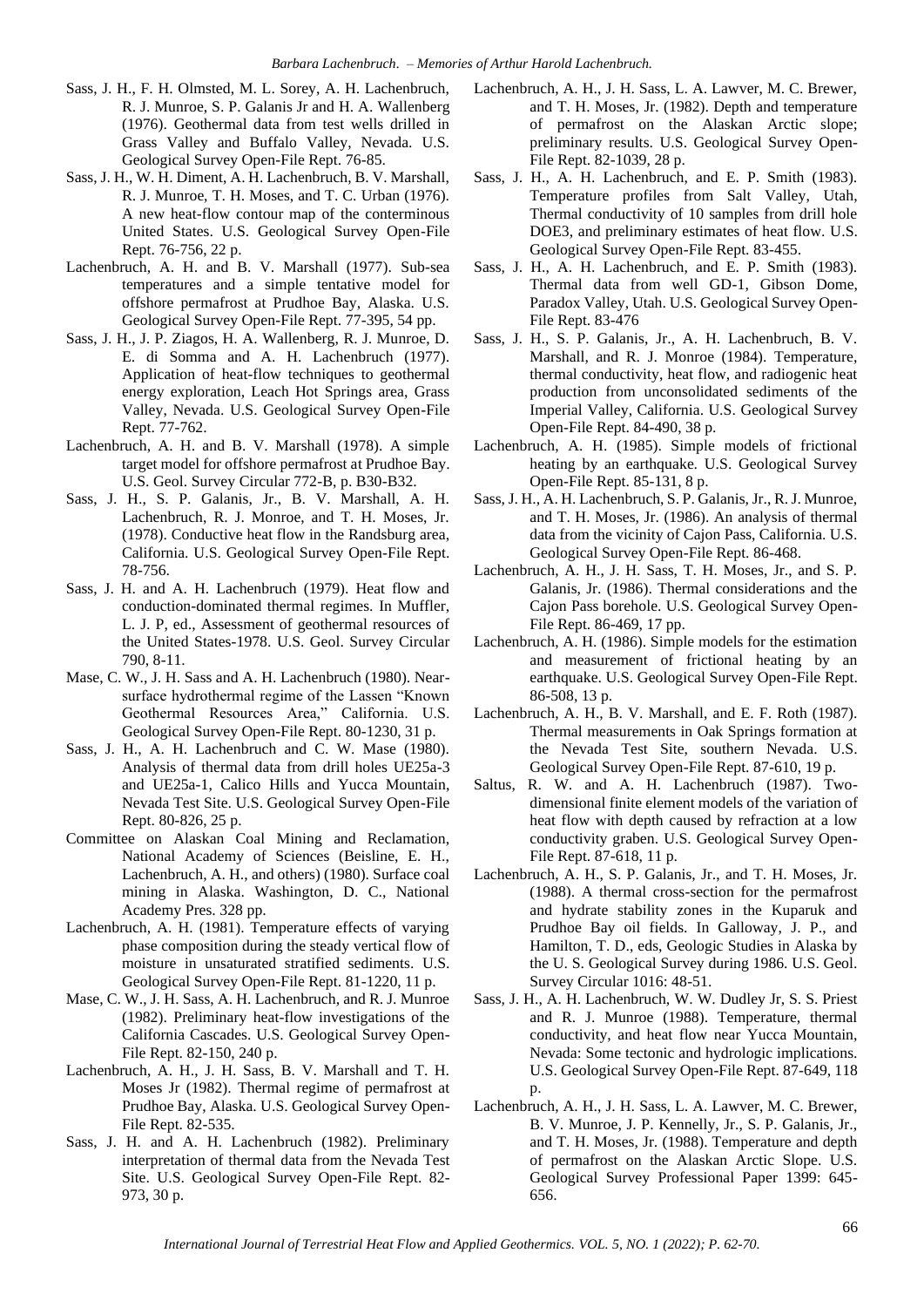Sass, J. H., F. H. Olmsted, M. L. Sorey, A. H. Lachenbruch, R. J. Munroe, S. P. Galanis Jr and H. A. Wallenberg (1976). Geothermal data from test wells drilled in Grass Valley and Buffalo Valley, Nevada. U.S. Geological Survey Open-File Rept. 76-85.

Sass, J. H., W. H. Diment, A. H. Lachenbruch, B. V. Marshall, R. J. Munroe, T. H. Moses, and T. C. Urban (1976). A new heat-flow contour map of the conterminous United States. U.S. Geological Survey Open-File Rept. 76-756, 22 p.

Lachenbruch, A. H. and B. V. Marshall (1977). Sub-sea temperatures and a simple tentative model for offshore permafrost at Prudhoe Bay, Alaska. U.S. Geological Survey Open-File Rept. 77-395, 54 pp.

Sass, J. H., J. P. Ziagos, H. A. Wallenberg, R. J. Munroe, D. E. di Somma and A. H. Lachenbruch (1977). Application of heat-flow techniques to geothermal energy exploration, Leach Hot Springs area, Grass Valley, Nevada. U.S. Geological Survey Open-File Rept. 77-762.

Lachenbruch, A. H. and B. V. Marshall (1978). A simple target model for offshore permafrost at Prudhoe Bay. U.S. Geol. Survey Circular 772-B, p. B30-B32.

Sass, J. H., S. P. Galanis, Jr., B. V. Marshall, A. H. Lachenbruch, R. J. Monroe, and T. H. Moses, Jr. (1978). Conductive heat flow in the Randsburg area, California. U.S. Geological Survey Open-File Rept. 78-756.

Sass, J. H. and A. H. Lachenbruch (1979). Heat flow and conduction-dominated thermal regimes. In Muffler, L. J. P, ed., Assessment of geothermal resources of the United States-1978. U.S. Geol. Survey Circular 790, 8-11.

Mase, C. W., J. H. Sass and A. H. Lachenbruch (1980). Near-surface hydrothermal regime of the Lassen "Known Geothermal Resources Area," California. U.S. Geological Survey Open-File Rept. 80-1230, 31 p.

Sass, J. H., A. H. Lachenbruch and C. W. Mase (1980). Analysis of thermal data from drill holes UE25a-3 and UE25a-1, Calico Hills and Yucca Mountain, Nevada Test Site. U.S. Geological Survey Open-File Rept. 80-826, 25 p.

Committee on Alaskan Coal Mining and Reclamation, National Academy of Sciences (Beisline, E. H., Lachenbruch, A. H., and others) (1980). Surface coal mining in Alaska. Washington, D. C., National Academy Pres. 328 pp.

Lachenbruch, A. H. (1981). Temperature effects of varying phase composition during the steady vertical flow of moisture in unsaturated stratified sediments. U.S. Geological Survey Open-File Rept. 81-1220, 11 p.

Mase, C. W., J. H. Sass, A. H. Lachenbruch, and R. J. Munroe (1982). Preliminary heat-flow investigations of the California Cascades. U.S. Geological Survey Open-File Rept. 82-150, 240 p.

Lachenbruch, A. H., J. H. Sass, B. V. Marshall and T. H. Moses Jr (1982). Thermal regime of permafrost at Prudhoe Bay, Alaska. U.S. Geological Survey Open-File Rept. 82-535.

Sass, J. H. and A. H. Lachenbruch (1982). Preliminary interpretation of thermal data from the Nevada Test Site. U.S. Geological Survey Open-File Rept. 82-973, 30 p.

Lachenbruch, A. H., J. H. Sass, L. A. Lawver, M. C. Brewer, and T. H. Moses, Jr. (1982). Depth and temperature of permafrost on the Alaskan Arctic slope; preliminary results. U.S. Geological Survey Open-File Rept. 82-1039, 28 p.

Sass, J. H., A. H. Lachenbruch, and E. P. Smith (1983). Temperature profiles from Salt Valley, Utah, Thermal conductivity of 10 samples from drill hole DOE3, and preliminary estimates of heat flow. U.S. Geological Survey Open-File Rept. 83-455.

Sass, J. H., A. H. Lachenbruch, and E. P. Smith (1983). Thermal data from well GD-1, Gibson Dome, Paradox Valley, Utah. U.S. Geological Survey Open-File Rept. 83-476

Sass, J. H., S. P. Galanis, Jr., A. H. Lachenbruch, B. V. Marshall, and R. J. Monroe (1984). Temperature, thermal conductivity, heat flow, and radiogenic heat production from unconsolidated sediments of the Imperial Valley, California. U.S. Geological Survey Open-File Rept. 84-490, 38 p.

Lachenbruch, A. H. (1985). Simple models of frictional heating by an earthquake. U.S. Geological Survey Open-File Rept. 85-131, 8 p.

Sass, J. H., A. H. Lachenbruch, S. P. Galanis, Jr., R. J. Munroe, and T. H. Moses, Jr. (1986). An analysis of thermal data from the vicinity of Cajon Pass, California. U.S. Geological Survey Open-File Rept. 86-468.

Lachenbruch, A. H., J. H. Sass, T. H. Moses, Jr., and S. P. Galanis, Jr. (1986). Thermal considerations and the Cajon Pass borehole. U.S. Geological Survey Open-File Rept. 86-469, 17 pp.

Lachenbruch, A. H. (1986). Simple models for the estimation and measurement of frictional heating by an earthquake. U.S. Geological Survey Open-File Rept. 86-508, 13 p.

Lachenbruch, A. H., B. V. Marshall, and E. F. Roth (1987). Thermal measurements in Oak Springs formation at the Nevada Test Site, southern Nevada. U.S. Geological Survey Open-File Rept. 87-610, 19 p.

Saltus, R. W. and A. H. Lachenbruch (1987). Two-dimensional finite element models of the variation of heat flow with depth caused by refraction at a low conductivity graben. U.S. Geological Survey Open-File Rept. 87-618, 11 p.

Lachenbruch, A. H., S. P. Galanis, Jr., and T. H. Moses, Jr. (1988). A thermal cross-section for the permafrost and hydrate stability zones in the Kuparuk and Prudhoe Bay oil fields. In Galloway, J. P., and Hamilton, T. D., eds, Geologic Studies in Alaska by the U. S. Geological Survey during 1986. U.S. Geol. Survey Circular 1016: 48-51.

Sass, J. H., A. H. Lachenbruch, W. W. Dudley Jr, S. S. Priest and R. J. Munroe (1988). Temperature, thermal conductivity, and heat flow near Yucca Mountain, Nevada: Some tectonic and hydrologic implications. U.S. Geological Survey Open-File Rept. 87-649, 118 p.

Lachenbruch, A. H., J. H. Sass, L. A. Lawver, M. C. Brewer, B. V. Munroe, J. P. Kennelly, Jr., S. P. Galanis, Jr., and T. H. Moses, Jr. (1988). Temperature and depth of permafrost on the Alaskan Arctic Slope. U.S. Geological Survey Professional Paper 1399: 645-656.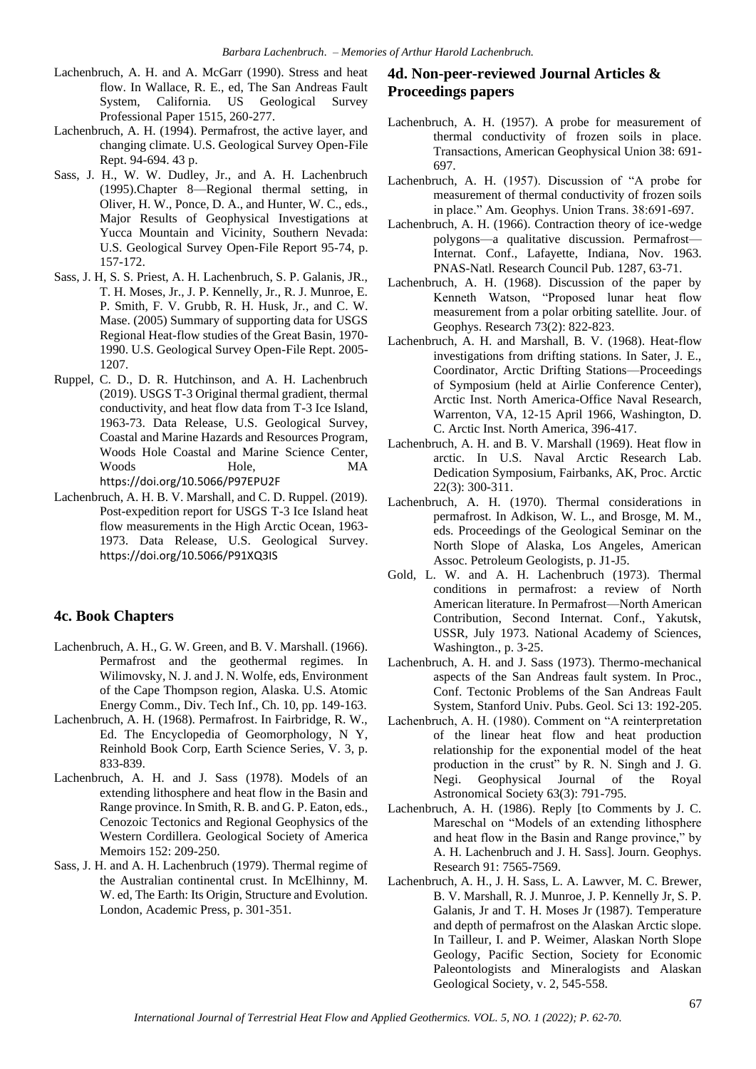Lachenbruch, A. H. and A. McGarr (1990). Stress and heat flow. In Wallace, R. E., ed, The San Andreas Fault System, California. US Geological Survey Professional Paper 1515, 260-277.

Lachenbruch, A. H. (1994). Permafrost, the active layer, and changing climate. U.S. Geological Survey Open-File Rept. 94-694. 43 p.

Sass, J. H., W. W. Dudley, Jr., and A. H. Lachenbruch (1995).Chapter 8—Regional thermal setting, in Oliver, H. W., Ponce, D. A., and Hunter, W. C., eds., Major Results of Geophysical Investigations at Yucca Mountain and Vicinity, Southern Nevada: U.S. Geological Survey Open-File Report 95-74, p. 157-172.

Sass, J. H, S. S. Priest, A. H. Lachenbruch, S. P. Galanis, JR., T. H. Moses, Jr., J. P. Kennelly, Jr., R. J. Munroe, E. P. Smith, F. V. Grubb, R. H. Husk, Jr., and C. W. Mase. (2005) Summary of supporting data for USGS Regional Heat-flow studies of the Great Basin, 1970-1990. U.S. Geological Survey Open-File Rept. 2005-1207.

Ruppel, C. D., D. R. Hutchinson, and A. H. Lachenbruch (2019). USGS T-3 Original thermal gradient, thermal conductivity, and heat flow data from T-3 Ice Island, 1963-73. Data Release, U.S. Geological Survey, Coastal and Marine Hazards and Resources Program, Woods Hole Coastal and Marine Science Center, Woods Hole, MA https://doi.org/10.5066/P97EPU2F

Lachenbruch, A. H. B. V. Marshall, and C. D. Ruppel. (2019). Post-expedition report for USGS T-3 Ice Island heat flow measurements in the High Arctic Ocean, 1963-1973. Data Release, U.S. Geological Survey. https://doi.org/10.5066/P91XQ3IS

## 4c. Book Chapters

Lachenbruch, A. H., G. W. Green, and B. V. Marshall. (1966). Permafrost and the geothermal regimes. In Wilimovsky, N. J. and J. N. Wolfe, eds, Environment of the Cape Thompson region, Alaska. U.S. Atomic Energy Comm., Div. Tech Inf., Ch. 10, pp. 149-163.

Lachenbruch, A. H. (1968). Permafrost. In Fairbridge, R. W., Ed. The Encyclopedia of Geomorphology, N Y, Reinhold Book Corp, Earth Science Series, V. 3, p. 833-839.

Lachenbruch, A. H. and J. Sass (1978). Models of an extending lithosphere and heat flow in the Basin and Range province. In Smith, R. B. and G. P. Eaton, eds., Cenozoic Tectonics and Regional Geophysics of the Western Cordillera. Geological Society of America Memoirs 152: 209-250.

Sass, J. H. and A. H. Lachenbruch (1979). Thermal regime of the Australian continental crust. In McElhinny, M. W. ed, The Earth: Its Origin, Structure and Evolution. London, Academic Press, p. 301-351.

## 4d. Non-peer-reviewed Journal Articles & Proceedings papers

Lachenbruch, A. H. (1957). A probe for measurement of thermal conductivity of frozen soils in place. Transactions, American Geophysical Union 38: 691-697.

Lachenbruch, A. H. (1957). Discussion of "A probe for measurement of thermal conductivity of frozen soils in place." Am. Geophys. Union Trans. 38:691-697.

Lachenbruch, A. H. (1966). Contraction theory of ice-wedge polygons—a qualitative discussion. Permafrost—Internat. Conf., Lafayette, Indiana, Nov. 1963. PNAS-Natl. Research Council Pub. 1287, 63-71.

Lachenbruch, A. H. (1968). Discussion of the paper by Kenneth Watson, "Proposed lunar heat flow measurement from a polar orbiting satellite. Jour. of Geophys. Research 73(2): 822-823.

Lachenbruch, A. H. and Marshall, B. V. (1968). Heat-flow investigations from drifting stations. In Sater, J. E., Coordinator, Arctic Drifting Stations—Proceedings of Symposium (held at Airlie Conference Center), Arctic Inst. North America-Office Naval Research, Warrenton, VA, 12-15 April 1966, Washington, D. C. Arctic Inst. North America, 396-417.

Lachenbruch, A. H. and B. V. Marshall (1969). Heat flow in arctic. In U.S. Naval Arctic Research Lab. Dedication Symposium, Fairbanks, AK, Proc. Arctic 22(3): 300-311.

Lachenbruch, A. H. (1970). Thermal considerations in permafrost. In Adkison, W. L., and Brosge, M. M., eds. Proceedings of the Geological Seminar on the North Slope of Alaska, Los Angeles, American Assoc. Petroleum Geologists, p. J1-J5.

Gold, L. W. and A. H. Lachenbruch (1973). Thermal conditions in permafrost: a review of North American literature. In Permafrost—North American Contribution, Second Internat. Conf., Yakutsk, USSR, July 1973. National Academy of Sciences, Washington., p. 3-25.

Lachenbruch, A. H. and J. Sass (1973). Thermo-mechanical aspects of the San Andreas fault system. In Proc., Conf. Tectonic Problems of the San Andreas Fault System, Stanford Univ. Pubs. Geol. Sci 13: 192-205.

Lachenbruch, A. H. (1980). Comment on "A reinterpretation of the linear heat flow and heat production relationship for the exponential model of the heat production in the crust" by R. N. Singh and J. G. Negi. Geophysical Journal of the Royal Astronomical Society 63(3): 791-795.

Lachenbruch, A. H. (1986). Reply [to Comments by J. C. Mareschal on "Models of an extending lithosphere and heat flow in the Basin and Range province," by A. H. Lachenbruch and J. H. Sass]. Journ. Geophys. Research 91: 7565-7569.

Lachenbruch, A. H., J. H. Sass, L. A. Lawver, M. C. Brewer, B. V. Marshall, R. J. Munroe, J. P. Kennelly Jr, S. P. Galanis, Jr and T. H. Moses Jr (1987). Temperature and depth of permafrost on the Alaskan Arctic slope. In Tailleur, I. and P. Weimer, Alaskan North Slope Geology, Pacific Section, Society for Economic Paleontologists and Mineralogists and Alaskan Geological Society, v. 2, 545-558.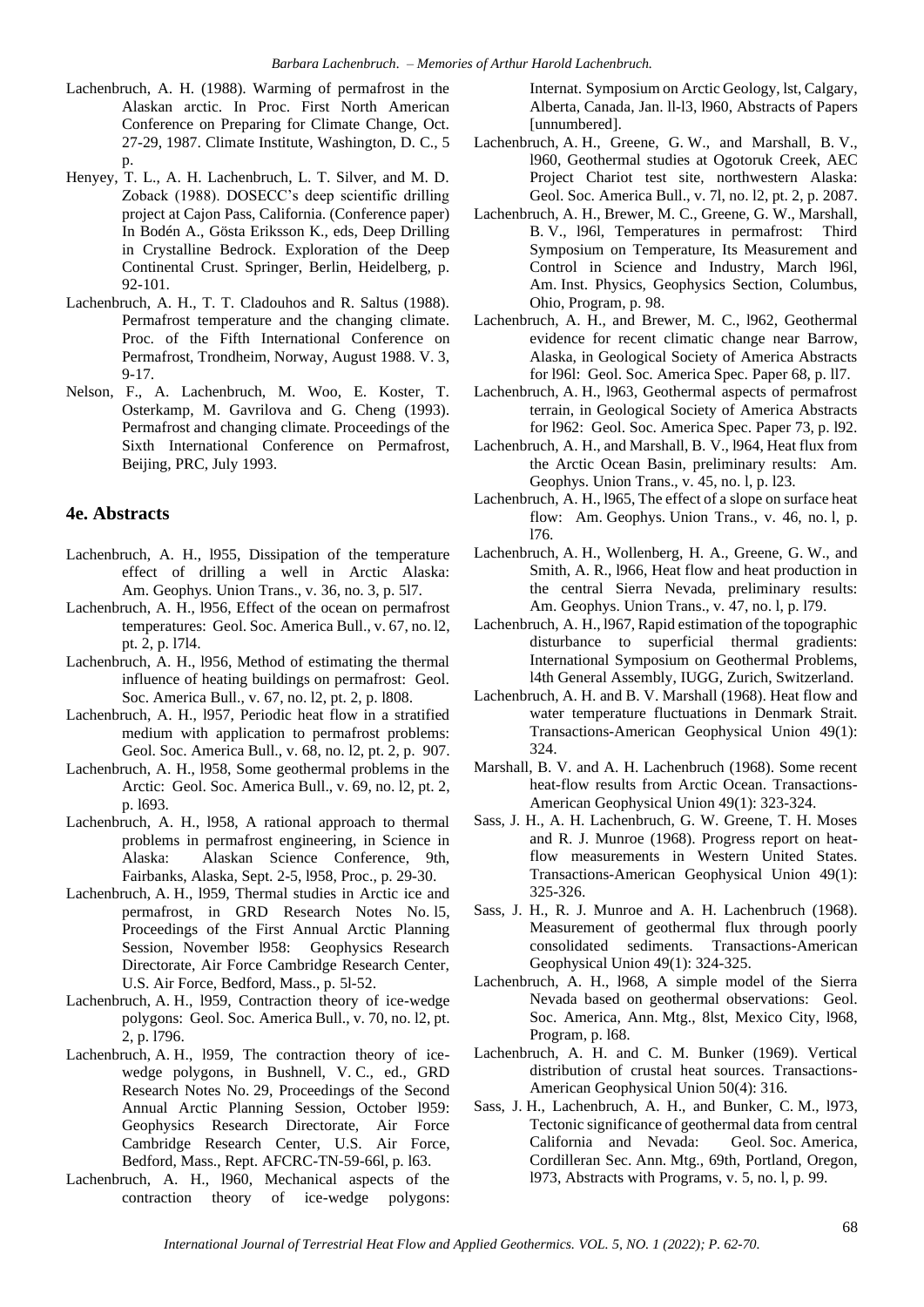Lachenbruch, A. H. (1988). Warming of permafrost in the Alaskan arctic. In Proc. First North American Conference on Preparing for Climate Change, Oct. 27-29, 1987. Climate Institute, Washington, D. C., 5 p.

Henyey, T. L., A. H. Lachenbruch, L. T. Silver, and M. D. Zoback (1988). DOSECC's deep scientific drilling project at Cajon Pass, California. (Conference paper) In Bodén A., Gösta Eriksson K., eds, Deep Drilling in Crystalline Bedrock. Exploration of the Deep Continental Crust. Springer, Berlin, Heidelberg, p. 92-101.

Lachenbruch, A. H., T. T. Cladouhos and R. Saltus (1988). Permafrost temperature and the changing climate. Proc. of the Fifth International Conference on Permafrost, Trondheim, Norway, August 1988. V. 3, 9-17.

Nelson, F., A. Lachenbruch, M. Woo, E. Koster, T. Osterkamp, M. Gavrilova and G. Cheng (1993). Permafrost and changing climate. Proceedings of the Sixth International Conference on Permafrost, Beijing, PRC, July 1993.

## 4e. Abstracts

Lachenbruch, A. H., l955, Dissipation of the temperature effect of drilling a well in Arctic Alaska: Am. Geophys. Union Trans., v. 36, no. 3, p. 5l7.

Lachenbruch, A. H., l956, Effect of the ocean on permafrost temperatures: Geol. Soc. America Bull., v. 67, no. l2, pt. 2, p. l7l4.

Lachenbruch, A. H., l956, Method of estimating the thermal influence of heating buildings on permafrost: Geol. Soc. America Bull., v. 67, no. l2, pt. 2, p. l808.

Lachenbruch, A. H., l957, Periodic heat flow in a stratified medium with application to permafrost problems: Geol. Soc. America Bull., v. 68, no. l2, pt. 2, p. 907.

Lachenbruch, A. H., l958, Some geothermal problems in the Arctic: Geol. Soc. America Bull., v. 69, no. l2, pt. 2, p. l693.

Lachenbruch, A. H., l958, A rational approach to thermal problems in permafrost engineering, in Science in Alaska: Alaskan Science Conference, 9th, Fairbanks, Alaska, Sept. 2-5, l958, Proc., p. 29-30.

Lachenbruch, A. H., l959, Thermal studies in Arctic ice and permafrost, in GRD Research Notes No. l5, Proceedings of the First Annual Arctic Planning Session, November l958: Geophysics Research Directorate, Air Force Cambridge Research Center, U.S. Air Force, Bedford, Mass., p. 5l-52.

Lachenbruch, A. H., l959, Contraction theory of ice-wedge polygons: Geol. Soc. America Bull., v. 70, no. l2, pt. 2, p. l796.

Lachenbruch, A. H., l959, The contraction theory of ice-wedge polygons, in Bushnell, V. C., ed., GRD Research Notes No. 29, Proceedings of the Second Annual Arctic Planning Session, October l959: Geophysics Research Directorate, Air Force Cambridge Research Center, U.S. Air Force, Bedford, Mass., Rept. AFCRC-TN-59-66l, p. l63.

Lachenbruch, A. H., l960, Mechanical aspects of the contraction theory of ice-wedge polygons: Internat. Symposium on Arctic Geology, lst, Calgary, Alberta, Canada, Jan. ll-l3, l960, Abstracts of Papers [unnumbered].

Lachenbruch, A. H., Greene, G. W., and Marshall, B. V., l960, Geothermal studies at Ogotoruk Creek, AEC Project Chariot test site, northwestern Alaska: Geol. Soc. America Bull., v. 7l, no. l2, pt. 2, p. 2087.

Lachenbruch, A. H., Brewer, M. C., Greene, G. W., Marshall, B. V., l96l, Temperatures in permafrost: Third Symposium on Temperature, Its Measurement and Control in Science and Industry, March l96l, Am. Inst. Physics, Geophysics Section, Columbus, Ohio, Program, p. 98.

Lachenbruch, A. H., and Brewer, M. C., l962, Geothermal evidence for recent climatic change near Barrow, Alaska, in Geological Society of America Abstracts for l96l: Geol. Soc. America Spec. Paper 68, p. ll7.

Lachenbruch, A. H., l963, Geothermal aspects of permafrost terrain, in Geological Society of America Abstracts for l962: Geol. Soc. America Spec. Paper 73, p. l92.

Lachenbruch, A. H., and Marshall, B. V., l964, Heat flux from the Arctic Ocean Basin, preliminary results: Am. Geophys. Union Trans., v. 45, no. l, p. l23.

Lachenbruch, A. H., l965, The effect of a slope on surface heat flow: Am. Geophys. Union Trans., v. 46, no. l, p. l76.

Lachenbruch, A. H., Wollenberg, H. A., Greene, G. W., and Smith, A. R., l966, Heat flow and heat production in the central Sierra Nevada, preliminary results: Am. Geophys. Union Trans., v. 47, no. l, p. l79.

Lachenbruch, A. H., l967, Rapid estimation of the topographic disturbance to superficial thermal gradients: International Symposium on Geothermal Problems, l4th General Assembly, IUGG, Zurich, Switzerland.

Lachenbruch, A. H. and B. V. Marshall (1968). Heat flow and water temperature fluctuations in Denmark Strait. Transactions-American Geophysical Union 49(1): 324.

Marshall, B. V. and A. H. Lachenbruch (1968). Some recent heat-flow results from Arctic Ocean. Transactions-American Geophysical Union 49(1): 323-324.

Sass, J. H., A. H. Lachenbruch, G. W. Greene, T. H. Moses and R. J. Munroe (1968). Progress report on heat-flow measurements in Western United States. Transactions-American Geophysical Union 49(1): 325-326.

Sass, J. H., R. J. Munroe and A. H. Lachenbruch (1968). Measurement of geothermal flux through poorly consolidated sediments. Transactions-American Geophysical Union 49(1): 324-325.

Lachenbruch, A. H., l968, A simple model of the Sierra Nevada based on geothermal observations: Geol. Soc. America, Ann. Mtg., 8lst, Mexico City, l968, Program, p. l68.

Lachenbruch, A. H. and C. M. Bunker (1969). Vertical distribution of crustal heat sources. Transactions-American Geophysical Union 50(4): 316.

Sass, J. H., Lachenbruch, A. H., and Bunker, C. M., l973, Tectonic significance of geothermal data from central California and Nevada: Geol. Soc. America, Cordilleran Sec. Ann. Mtg., 69th, Portland, Oregon, l973, Abstracts with Programs, v. 5, no. l, p. 99.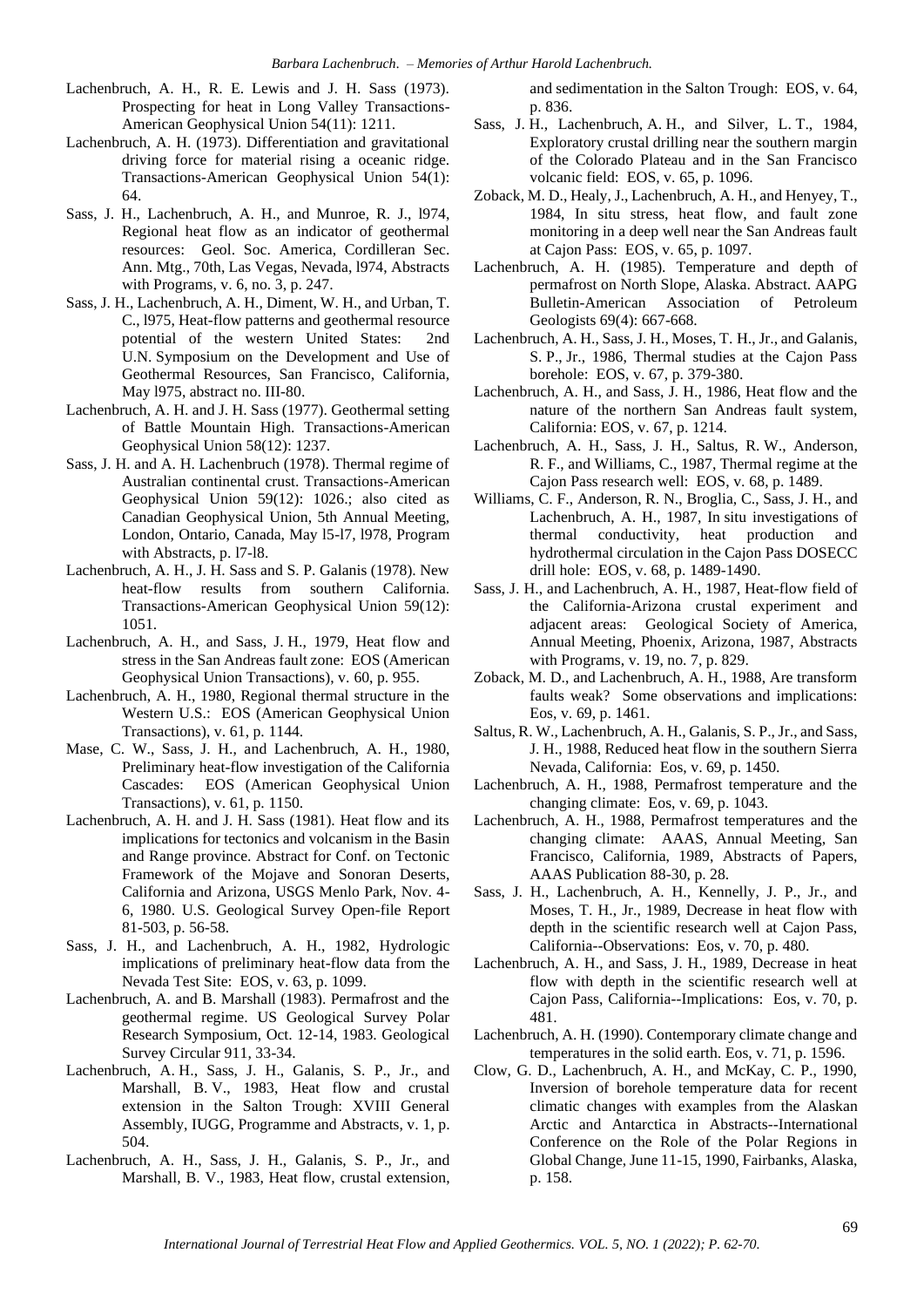Lachenbruch, A. H., R. E. Lewis and J. H. Sass (1973). Prospecting for heat in Long Valley Transactions-American Geophysical Union 54(11): 1211.

Lachenbruch, A. H. (1973). Differentiation and gravitational driving force for material rising a oceanic ridge. Transactions-American Geophysical Union 54(1): 64.

Sass, J. H., Lachenbruch, A. H., and Munroe, R. J., l974, Regional heat flow as an indicator of geothermal resources: Geol. Soc. America, Cordilleran Sec. Ann. Mtg., 70th, Las Vegas, Nevada, l974, Abstracts with Programs, v. 6, no. 3, p. 247.

Sass, J. H., Lachenbruch, A. H., Diment, W. H., and Urban, T. C., l975, Heat-flow patterns and geothermal resource potential of the western United States: 2nd U.N. Symposium on the Development and Use of Geothermal Resources, San Francisco, California, May l975, abstract no. III-80.

Lachenbruch, A. H. and J. H. Sass (1977). Geothermal setting of Battle Mountain High. Transactions-American Geophysical Union 58(12): 1237.

Sass, J. H. and A. H. Lachenbruch (1978). Thermal regime of Australian continental crust. Transactions-American Geophysical Union 59(12): 1026.; also cited as Canadian Geophysical Union, 5th Annual Meeting, London, Ontario, Canada, May l5-l7, l978, Program with Abstracts, p. l7-l8.

Lachenbruch, A. H., J. H. Sass and S. P. Galanis (1978). New heat-flow results from southern California. Transactions-American Geophysical Union 59(12): 1051.

Lachenbruch, A. H., and Sass, J. H., 1979, Heat flow and stress in the San Andreas fault zone: EOS (American Geophysical Union Transactions), v. 60, p. 955.

Lachenbruch, A. H., 1980, Regional thermal structure in the Western U.S.: EOS (American Geophysical Union Transactions), v. 61, p. 1144.

Mase, C. W., Sass, J. H., and Lachenbruch, A. H., 1980, Preliminary heat-flow investigation of the California Cascades: EOS (American Geophysical Union Transactions), v. 61, p. 1150.

Lachenbruch, A. H. and J. H. Sass (1981). Heat flow and its implications for tectonics and volcanism in the Basin and Range province. Abstract for Conf. on Tectonic Framework of the Mojave and Sonoran Deserts, California and Arizona, USGS Menlo Park, Nov. 4-6, 1980. U.S. Geological Survey Open-file Report 81-503, p. 56-58.

Sass, J. H., and Lachenbruch, A. H., 1982, Hydrologic implications of preliminary heat-flow data from the Nevada Test Site: EOS, v. 63, p. 1099.

Lachenbruch, A. and B. Marshall (1983). Permafrost and the geothermal regime. US Geological Survey Polar Research Symposium, Oct. 12-14, 1983. Geological Survey Circular 911, 33-34.

Lachenbruch, A. H., Sass, J. H., Galanis, S. P., Jr., and Marshall, B. V., 1983, Heat flow and crustal extension in the Salton Trough: XVIII General Assembly, IUGG, Programme and Abstracts, v. 1, p. 504.

Lachenbruch, A. H., Sass, J. H., Galanis, S. P., Jr., and Marshall, B. V., 1983, Heat flow, crustal extension, and sedimentation in the Salton Trough: EOS, v. 64, p. 836.

Sass, J. H., Lachenbruch, A. H., and Silver, L. T., 1984, Exploratory crustal drilling near the southern margin of the Colorado Plateau and in the San Francisco volcanic field: EOS, v. 65, p. 1096.

Zoback, M. D., Healy, J., Lachenbruch, A. H., and Henyey, T., 1984, In situ stress, heat flow, and fault zone monitoring in a deep well near the San Andreas fault at Cajon Pass: EOS, v. 65, p. 1097.

Lachenbruch, A. H. (1985). Temperature and depth of permafrost on North Slope, Alaska. Abstract. AAPG Bulletin-American Association of Petroleum Geologists 69(4): 667-668.

Lachenbruch, A. H., Sass, J. H., Moses, T. H., Jr., and Galanis, S. P., Jr., 1986, Thermal studies at the Cajon Pass borehole: EOS, v. 67, p. 379-380.

Lachenbruch, A. H., and Sass, J. H., 1986, Heat flow and the nature of the northern San Andreas fault system, California: EOS, v. 67, p. 1214.

Lachenbruch, A. H., Sass, J. H., Saltus, R. W., Anderson, R. F., and Williams, C., 1987, Thermal regime at the Cajon Pass research well: EOS, v. 68, p. 1489.

Williams, C. F., Anderson, R. N., Broglia, C., Sass, J. H., and Lachenbruch, A. H., 1987, In situ investigations of thermal conductivity, heat production and hydrothermal circulation in the Cajon Pass DOSECC drill hole: EOS, v. 68, p. 1489-1490.

Sass, J. H., and Lachenbruch, A. H., 1987, Heat-flow field of the California-Arizona crustal experiment and adjacent areas: Geological Society of America, Annual Meeting, Phoenix, Arizona, 1987, Abstracts with Programs, v. 19, no. 7, p. 829.

Zoback, M. D., and Lachenbruch, A. H., 1988, Are transform faults weak? Some observations and implications: Eos, v. 69, p. 1461.

Saltus, R. W., Lachenbruch, A. H., Galanis, S. P., Jr., and Sass, J. H., 1988, Reduced heat flow in the southern Sierra Nevada, California: Eos, v. 69, p. 1450.

Lachenbruch, A. H., 1988, Permafrost temperature and the changing climate: Eos, v. 69, p. 1043.

Lachenbruch, A. H., 1988, Permafrost temperatures and the changing climate: AAAS, Annual Meeting, San Francisco, California, 1989, Abstracts of Papers, AAAS Publication 88-30, p. 28.

Sass, J. H., Lachenbruch, A. H., Kennelly, J. P., Jr., and Moses, T. H., Jr., 1989, Decrease in heat flow with depth in the scientific research well at Cajon Pass, California--Observations: Eos, v. 70, p. 480.

Lachenbruch, A. H., and Sass, J. H., 1989, Decrease in heat flow with depth in the scientific research well at Cajon Pass, California--Implications: Eos, v. 70, p. 481.

Lachenbruch, A. H. (1990). Contemporary climate change and temperatures in the solid earth. Eos, v. 71, p. 1596.

Clow, G. D., Lachenbruch, A. H., and McKay, C. P., 1990, Inversion of borehole temperature data for recent climatic changes with examples from the Alaskan Arctic and Antarctica in Abstracts--International Conference on the Role of the Polar Regions in Global Change, June 11-15, 1990, Fairbanks, Alaska, p. 158.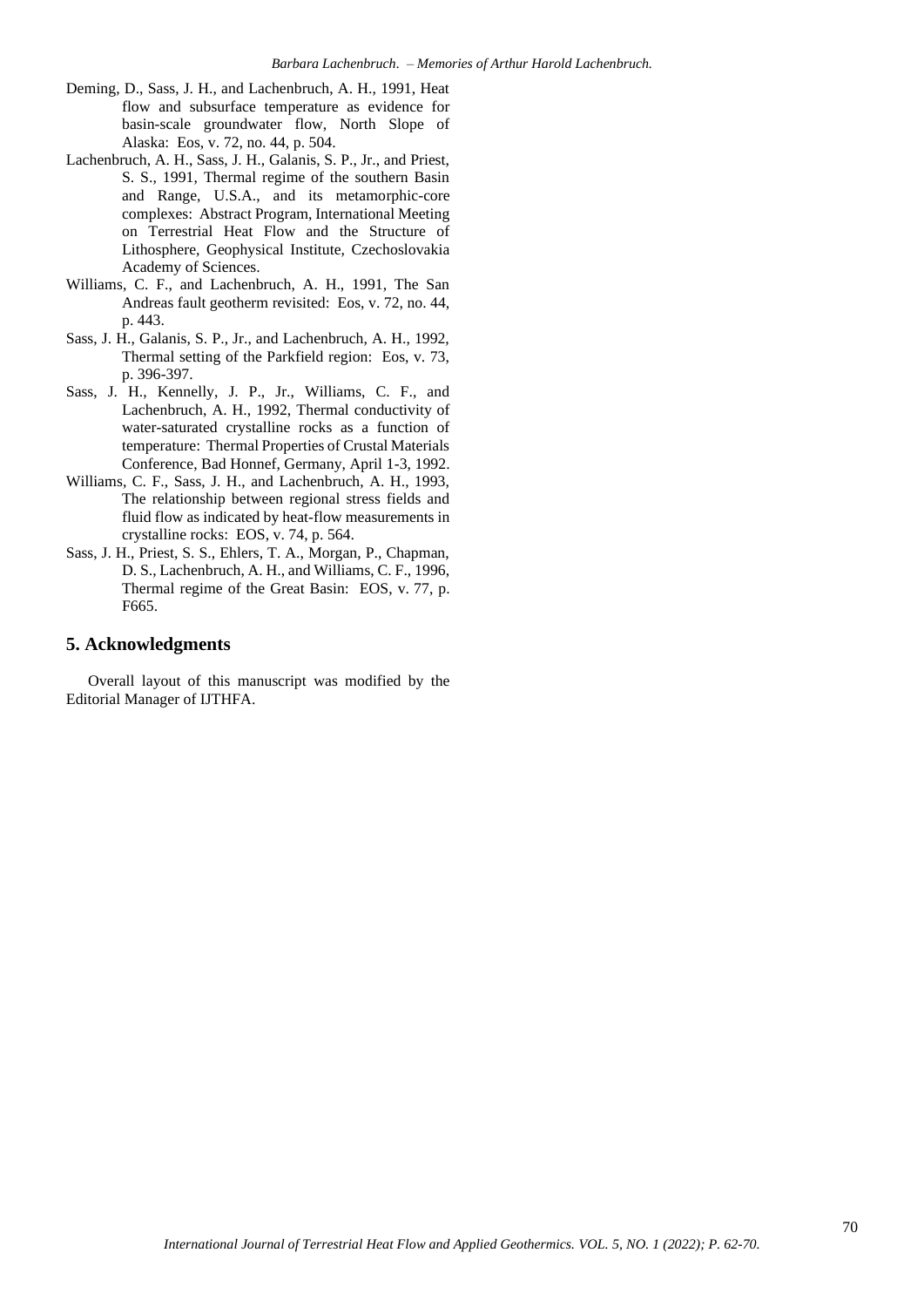Deming, D., Sass, J. H., and Lachenbruch, A. H., 1991, Heat flow and subsurface temperature as evidence for basin-scale groundwater flow, North Slope of Alaska: Eos, v. 72, no. 44, p. 504.

Lachenbruch, A. H., Sass, J. H., Galanis, S. P., Jr., and Priest, S. S., 1991, Thermal regime of the southern Basin and Range, U.S.A., and its metamorphic-core complexes: Abstract Program, International Meeting on Terrestrial Heat Flow and the Structure of Lithosphere, Geophysical Institute, Czechoslovakia Academy of Sciences.

Williams, C. F., and Lachenbruch, A. H., 1991, The San Andreas fault geotherm revisited: Eos, v. 72, no. 44, p. 443.

Sass, J. H., Galanis, S. P., Jr., and Lachenbruch, A. H., 1992, Thermal setting of the Parkfield region: Eos, v. 73, p. 396-397.

Sass, J. H., Kennelly, J. P., Jr., Williams, C. F., and Lachenbruch, A. H., 1992, Thermal conductivity of water-saturated crystalline rocks as a function of temperature: Thermal Properties of Crustal Materials Conference, Bad Honnef, Germany, April 1-3, 1992.

Williams, C. F., Sass, J. H., and Lachenbruch, A. H., 1993, The relationship between regional stress fields and fluid flow as indicated by heat-flow measurements in crystalline rocks: EOS, v. 74, p. 564.

Sass, J. H., Priest, S. S., Ehlers, T. A., Morgan, P., Chapman, D. S., Lachenbruch, A. H., and Williams, C. F., 1996, Thermal regime of the Great Basin: EOS, v. 77, p. F665.

## 5. Acknowledgments

Overall layout of this manuscript was modified by the Editorial Manager of IJTHFA.